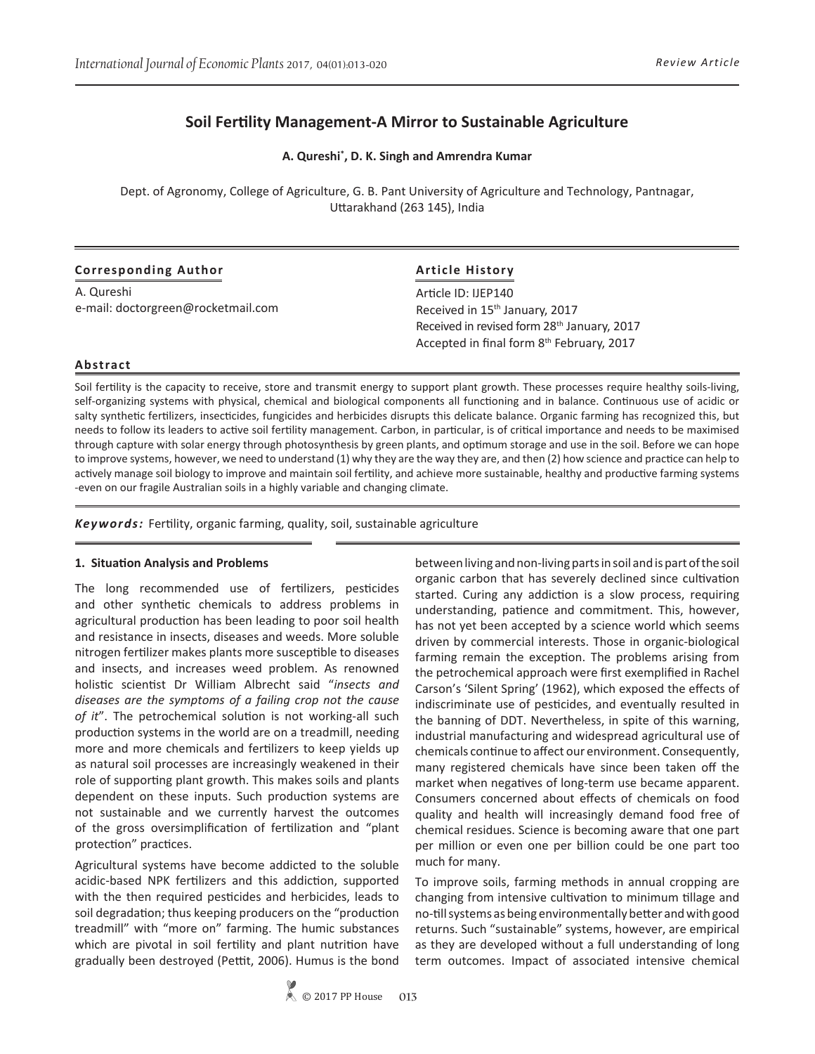Review Article

# Soil Fertility Management-A Mirror to Sustainable Agriculture

**A. Qureshi*, D. K. Singh and Amrendra Kumar**

Dept. of Agronomy, College of Agriculture, G. B. Pant University of Agriculture and Technology, Pantnagar, Uttarakhand (263 145), India

**Corresponding Author**

A. Qureshi
e-mail: doctorgreen@rocketmail.com

**Article History**

Article ID: IJEP140
Received in 15th January, 2017
Received in revised form 28th January, 2017
Accepted in final form 8th February, 2017

**Abstract**

Soil fertility is the capacity to receive, store and transmit energy to support plant growth. These processes require healthy soils-living, self-organizing systems with physical, chemical and biological components all functioning and in balance. Continuous use of acidic or salty synthetic fertilizers, insecticides, fungicides and herbicides disrupts this delicate balance. Organic farming has recognized this, but needs to follow its leaders to active soil fertility management. Carbon, in particular, is of critical importance and needs to be maximised through capture with solar energy through photosynthesis by green plants, and optimum storage and use in the soil. Before we can hope to improve systems, however, we need to understand (1) why they are the way they are, and then (2) how science and practice can help to actively manage soil biology to improve and maintain soil fertility, and achieve more sustainable, healthy and productive farming systems -even on our fragile Australian soils in a highly variable and changing climate.

***Keywords:*** Fertility, organic farming, quality, soil, sustainable agriculture

## 1. Situation Analysis and Problems

The long recommended use of fertilizers, pesticides and other synthetic chemicals to address problems in agricultural production has been leading to poor soil health and resistance in insects, diseases and weeds. More soluble nitrogen fertilizer makes plants more susceptible to diseases and insects, and increases weed problem. As renowned holistic scientist Dr William Albrecht said "*insects and diseases are the symptoms of a failing crop not the cause of it*". The petrochemical solution is not working-all such production systems in the world are on a treadmill, needing more and more chemicals and fertilizers to keep yields up as natural soil processes are increasingly weakened in their role of supporting plant growth. This makes soils and plants dependent on these inputs. Such production systems are not sustainable and we currently harvest the outcomes of the gross oversimplification of fertilization and "plant protection" practices.

Agricultural systems have become addicted to the soluble acidic-based NPK fertilizers and this addiction, supported with the then required pesticides and herbicides, leads to soil degradation; thus keeping producers on the "production treadmill" with "more on" farming. The humic substances which are pivotal in soil fertility and plant nutrition have gradually been destroyed (Pettit, 2006). Humus is the bond between living and non-living parts in soil and is part of the soil organic carbon that has severely declined since cultivation started. Curing any addiction is a slow process, requiring understanding, patience and commitment. This, however, has not yet been accepted by a science world which seems driven by commercial interests. Those in organic-biological farming remain the exception. The problems arising from the petrochemical approach were first exemplified in Rachel Carson's 'Silent Spring' (1962), which exposed the effects of indiscriminate use of pesticides, and eventually resulted in the banning of DDT. Nevertheless, in spite of this warning, industrial manufacturing and widespread agricultural use of chemicals continue to affect our environment. Consequently, many registered chemicals have since been taken off the market when negatives of long-term use became apparent. Consumers concerned about effects of chemicals on food quality and health will increasingly demand food free of chemical residues. Science is becoming aware that one part per million or even one per billion could be one part too much for many.

To improve soils, farming methods in annual cropping are changing from intensive cultivation to minimum tillage and no-till systems as being environmentally better and with good returns. Such "sustainable" systems, however, are empirical as they are developed without a full understanding of long term outcomes. Impact of associated intensive chemical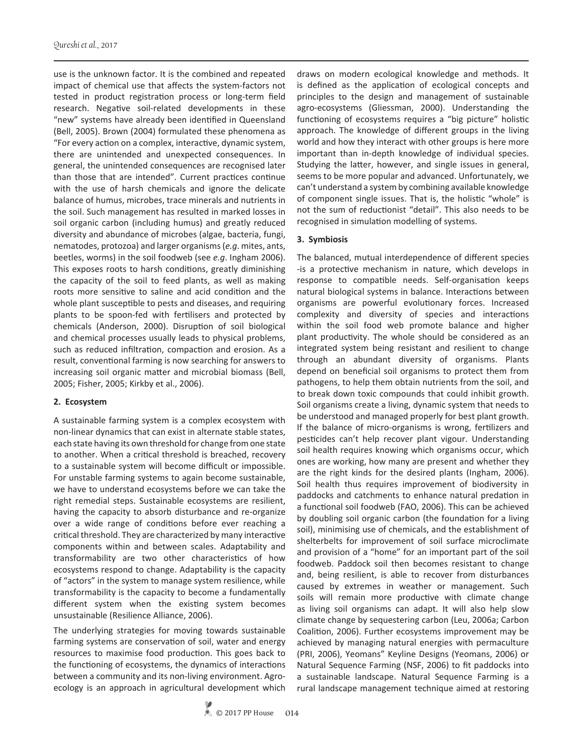use is the unknown factor. It is the combined and repeated impact of chemical use that affects the system-factors not tested in product registration process or long-term field research. Negative soil-related developments in these "new" systems have already been identified in Queensland (Bell, 2005). Brown (2004) formulated these phenomena as "For every action on a complex, interactive, dynamic system, there are unintended and unexpected consequences. In general, the unintended consequences are recognised later than those that are intended". Current practices continue with the use of harsh chemicals and ignore the delicate balance of humus, microbes, trace minerals and nutrients in the soil. Such management has resulted in marked losses in soil organic carbon (including humus) and greatly reduced diversity and abundance of microbes (algae, bacteria, fungi, nematodes, protozoa) and larger organisms (*e.g*. mites, ants, beetles, worms) in the soil foodweb (see *e.g*. Ingham 2006). This exposes roots to harsh conditions, greatly diminishing the capacity of the soil to feed plants, as well as making roots more sensitive to saline and acid condition and the whole plant susceptible to pests and diseases, and requiring plants to be spoon-fed with fertilisers and protected by chemicals (Anderson, 2000). Disruption of soil biological and chemical processes usually leads to physical problems, such as reduced infiltration, compaction and erosion. As a result, conventional farming is now searching for answers to increasing soil organic matter and microbial biomass (Bell, 2005; Fisher, 2005; Kirkby et al., 2006).

## 2. Ecosystem

A sustainable farming system is a complex ecosystem with non-linear dynamics that can exist in alternate stable states, each state having its own threshold for change from one state to another. When a critical threshold is breached, recovery to a sustainable system will become difficult or impossible. For unstable farming systems to again become sustainable, we have to understand ecosystems before we can take the right remedial steps. Sustainable ecosystems are resilient, having the capacity to absorb disturbance and re-organize over a wide range of conditions before ever reaching a critical threshold. They are characterized by many interactive components within and between scales. Adaptability and transformability are two other characteristics of how ecosystems respond to change. Adaptability is the capacity of "actors" in the system to manage system resilience, while transformability is the capacity to become a fundamentally different system when the existing system becomes unsustainable (Resilience Alliance, 2006).

The underlying strategies for moving towards sustainable farming systems are conservation of soil, water and energy resources to maximise food production. This goes back to the functioning of ecosystems, the dynamics of interactions between a community and its non-living environment. Agro-ecology is an approach in agricultural development which draws on modern ecological knowledge and methods. It is defined as the application of ecological concepts and principles to the design and management of sustainable agro-ecosystems (Gliessman, 2000). Understanding the functioning of ecosystems requires a "big picture" holistic approach. The knowledge of different groups in the living world and how they interact with other groups is here more important than in-depth knowledge of individual species. Studying the latter, however, and single issues in general, seems to be more popular and advanced. Unfortunately, we can't understand a system by combining available knowledge of component single issues. That is, the holistic "whole" is not the sum of reductionist "detail". This also needs to be recognised in simulation modelling of systems.

## 3. Symbiosis

The balanced, mutual interdependence of different species -is a protective mechanism in nature, which develops in response to compatible needs. Self-organisation keeps natural biological systems in balance. Interactions between organisms are powerful evolutionary forces. Increased complexity and diversity of species and interactions within the soil food web promote balance and higher plant productivity. The whole should be considered as an integrated system being resistant and resilient to change through an abundant diversity of organisms. Plants depend on beneficial soil organisms to protect them from pathogens, to help them obtain nutrients from the soil, and to break down toxic compounds that could inhibit growth. Soil organisms create a living, dynamic system that needs to be understood and managed properly for best plant growth. If the balance of micro-organisms is wrong, fertilizers and pesticides can't help recover plant vigour. Understanding soil health requires knowing which organisms occur, which ones are working, how many are present and whether they are the right kinds for the desired plants (Ingham, 2006). Soil health thus requires improvement of biodiversity in paddocks and catchments to enhance natural predation in a functional soil foodweb (FAO, 2006). This can be achieved by doubling soil organic carbon (the foundation for a living soil), minimising use of chemicals, and the establishment of shelterbelts for improvement of soil surface microclimate and provision of a "home" for an important part of the soil foodweb. Paddock soil then becomes resistant to change and, being resilient, is able to recover from disturbances caused by extremes in weather or management. Such soils will remain more productive with climate change as living soil organisms can adapt. It will also help slow climate change by sequestering carbon (Leu, 2006a; Carbon Coalition, 2006). Further ecosystems improvement may be achieved by managing natural energies with permaculture (PRI, 2006), Yeomans" Keyline Designs (Yeomans, 2006) or Natural Sequence Farming (NSF, 2006) to fit paddocks into a sustainable landscape. Natural Sequence Farming is a rural landscape management technique aimed at restoring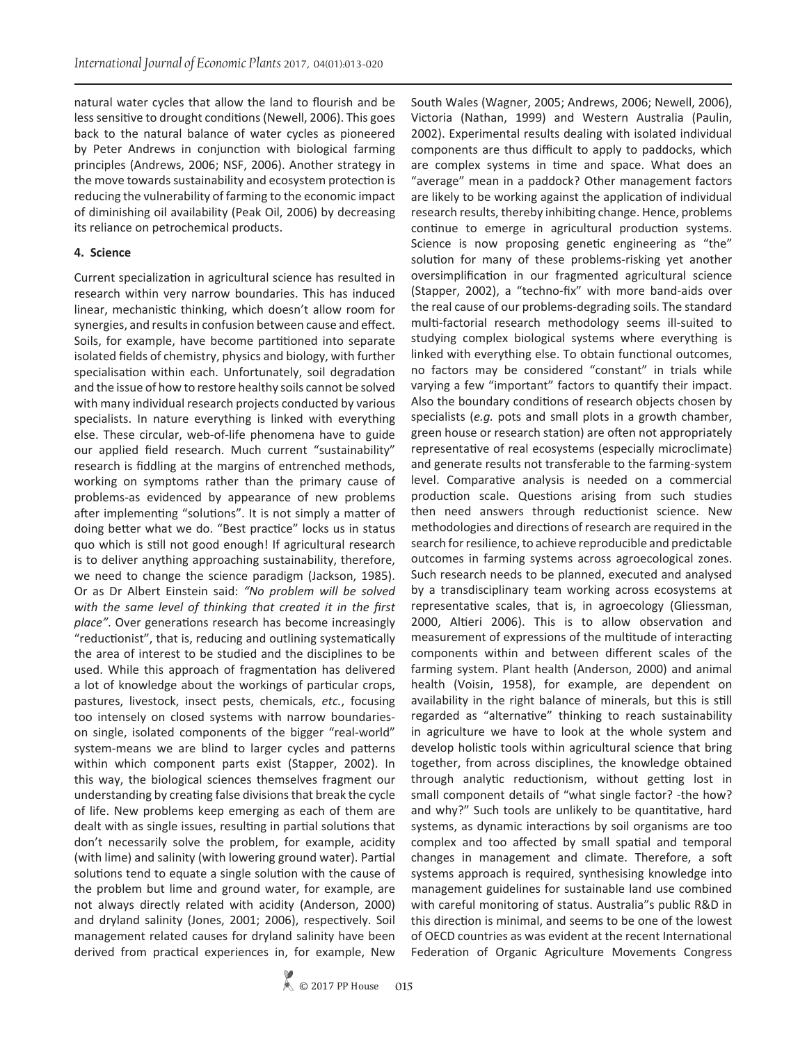natural water cycles that allow the land to flourish and be less sensitive to drought conditions (Newell, 2006). This goes back to the natural balance of water cycles as pioneered by Peter Andrews in conjunction with biological farming principles (Andrews, 2006; NSF, 2006). Another strategy in the move towards sustainability and ecosystem protection is reducing the vulnerability of farming to the economic impact of diminishing oil availability (Peak Oil, 2006) by decreasing its reliance on petrochemical products.

#### 4. Science

Current specialization in agricultural science has resulted in research within very narrow boundaries. This has induced linear, mechanistic thinking, which doesn't allow room for synergies, and results in confusion between cause and effect. Soils, for example, have become partitioned into separate isolated fields of chemistry, physics and biology, with further specialisation within each. Unfortunately, soil degradation and the issue of how to restore healthy soils cannot be solved with many individual research projects conducted by various specialists. In nature everything is linked with everything else. These circular, web-of-life phenomena have to guide our applied field research. Much current "sustainability" research is fiddling at the margins of entrenched methods, working on symptoms rather than the primary cause of problems-as evidenced by appearance of new problems after implementing "solutions". It is not simply a matter of doing better what we do. "Best practice" locks us in status quo which is still not good enough! If agricultural research is to deliver anything approaching sustainability, therefore, we need to change the science paradigm (Jackson, 1985). Or as Dr Albert Einstein said: *"No problem will be solved with the same level of thinking that created it in the first place"*. Over generations research has become increasingly "reductionist", that is, reducing and outlining systematically the area of interest to be studied and the disciplines to be used. While this approach of fragmentation has delivered a lot of knowledge about the workings of particular crops, pastures, livestock, insect pests, chemicals, *etc.*, focusing too intensely on closed systems with narrow boundaries-on single, isolated components of the bigger "real-world" system-means we are blind to larger cycles and patterns within which component parts exist (Stapper, 2002). In this way, the biological sciences themselves fragment our understanding by creating false divisions that break the cycle of life. New problems keep emerging as each of them are dealt with as single issues, resulting in partial solutions that don't necessarily solve the problem, for example, acidity (with lime) and salinity (with lowering ground water). Partial solutions tend to equate a single solution with the cause of the problem but lime and ground water, for example, are not always directly related with acidity (Anderson, 2000) and dryland salinity (Jones, 2001; 2006), respectively. Soil management related causes for dryland salinity have been derived from practical experiences in, for example, New South Wales (Wagner, 2005; Andrews, 2006; Newell, 2006), Victoria (Nathan, 1999) and Western Australia (Paulin, 2002). Experimental results dealing with isolated individual components are thus difficult to apply to paddocks, which are complex systems in time and space. What does an "average" mean in a paddock? Other management factors are likely to be working against the application of individual research results, thereby inhibiting change. Hence, problems continue to emerge in agricultural production systems. Science is now proposing genetic engineering as "the" solution for many of these problems-risking yet another oversimplification in our fragmented agricultural science (Stapper, 2002), a "techno-fix" with more band-aids over the real cause of our problems-degrading soils. The standard multi-factorial research methodology seems ill-suited to studying complex biological systems where everything is linked with everything else. To obtain functional outcomes, no factors may be considered "constant" in trials while varying a few "important" factors to quantify their impact. Also the boundary conditions of research objects chosen by specialists (*e.g.* pots and small plots in a growth chamber, green house or research station) are often not appropriately representative of real ecosystems (especially microclimate) and generate results not transferable to the farming-system level. Comparative analysis is needed on a commercial production scale. Questions arising from such studies then need answers through reductionist science. New methodologies and directions of research are required in the search for resilience, to achieve reproducible and predictable outcomes in farming systems across agroecological zones. Such research needs to be planned, executed and analysed by a transdisciplinary team working across ecosystems at representative scales, that is, in agroecology (Gliessman, 2000, Altieri 2006). This is to allow observation and measurement of expressions of the multitude of interacting components within and between different scales of the farming system. Plant health (Anderson, 2000) and animal health (Voisin, 1958), for example, are dependent on availability in the right balance of minerals, but this is still regarded as "alternative" thinking to reach sustainability in agriculture we have to look at the whole system and develop holistic tools within agricultural science that bring together, from across disciplines, the knowledge obtained through analytic reductionism, without getting lost in small component details of "what single factor? -the how? and why?" Such tools are unlikely to be quantitative, hard systems, as dynamic interactions by soil organisms are too complex and too affected by small spatial and temporal changes in management and climate. Therefore, a soft systems approach is required, synthesising knowledge into management guidelines for sustainable land use combined with careful monitoring of status. Australia"s public R&D in this direction is minimal, and seems to be one of the lowest of OECD countries as was evident at the recent International Federation of Organic Agriculture Movements Congress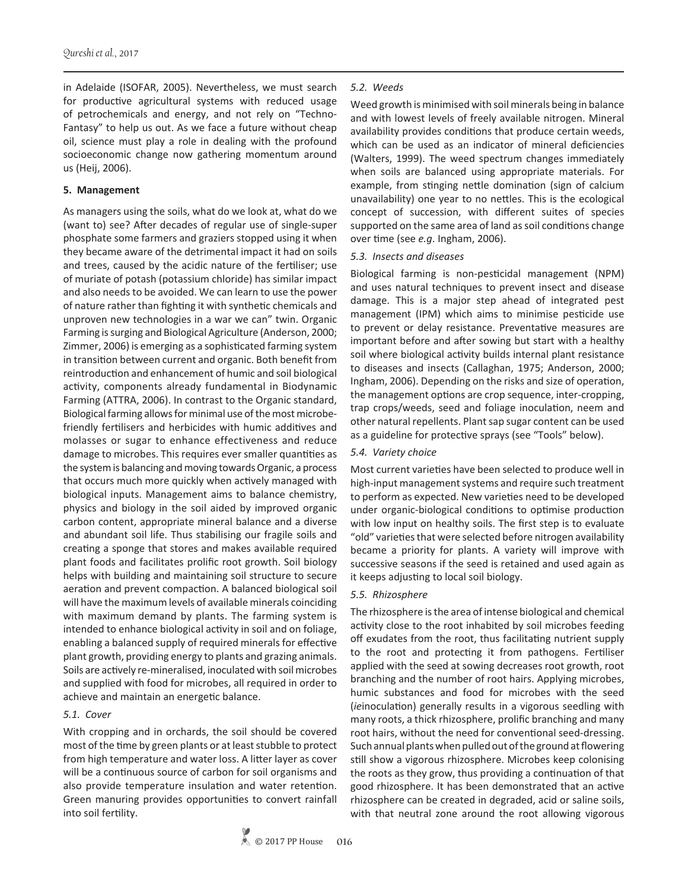in Adelaide (ISOFAR, 2005). Nevertheless, we must search for productive agricultural systems with reduced usage of petrochemicals and energy, and not rely on "Techno-Fantasy" to help us out. As we face a future without cheap oil, science must play a role in dealing with the profound socioeconomic change now gathering momentum around us (Heij, 2006).

## 5. Management

As managers using the soils, what do we look at, what do we (want to) see? After decades of regular use of single-super phosphate some farmers and graziers stopped using it when they became aware of the detrimental impact it had on soils and trees, caused by the acidic nature of the fertiliser; use of muriate of potash (potassium chloride) has similar impact and also needs to be avoided. We can learn to use the power of nature rather than fighting it with synthetic chemicals and unproven new technologies in a war we can" twin. Organic Farming is surging and Biological Agriculture (Anderson, 2000; Zimmer, 2006) is emerging as a sophisticated farming system in transition between current and organic. Both benefit from reintroduction and enhancement of humic and soil biological activity, components already fundamental in Biodynamic Farming (ATTRA, 2006). In contrast to the Organic standard, Biological farming allows for minimal use of the most microbe-friendly fertilisers and herbicides with humic additives and molasses or sugar to enhance effectiveness and reduce damage to microbes. This requires ever smaller quantities as the system is balancing and moving towards Organic, a process that occurs much more quickly when actively managed with biological inputs. Management aims to balance chemistry, physics and biology in the soil aided by improved organic carbon content, appropriate mineral balance and a diverse and abundant soil life. Thus stabilising our fragile soils and creating a sponge that stores and makes available required plant foods and facilitates prolific root growth. Soil biology helps with building and maintaining soil structure to secure aeration and prevent compaction. A balanced biological soil will have the maximum levels of available minerals coinciding with maximum demand by plants. The farming system is intended to enhance biological activity in soil and on foliage, enabling a balanced supply of required minerals for effective plant growth, providing energy to plants and grazing animals. Soils are actively re-mineralised, inoculated with soil microbes and supplied with food for microbes, all required in order to achieve and maintain an energetic balance.

### *5.1. Cover*

With cropping and in orchards, the soil should be covered most of the time by green plants or at least stubble to protect from high temperature and water loss. A litter layer as cover will be a continuous source of carbon for soil organisms and also provide temperature insulation and water retention. Green manuring provides opportunities to convert rainfall into soil fertility.

### *5.2. Weeds*

Weed growth is minimised with soil minerals being in balance and with lowest levels of freely available nitrogen. Mineral availability provides conditions that produce certain weeds, which can be used as an indicator of mineral deficiencies (Walters, 1999). The weed spectrum changes immediately when soils are balanced using appropriate materials. For example, from stinging nettle domination (sign of calcium unavailability) one year to no nettles. This is the ecological concept of succession, with different suites of species supported on the same area of land as soil conditions change over time (see *e.g*. Ingham, 2006).

### *5.3. Insects and diseases*

Biological farming is non-pesticidal management (NPM) and uses natural techniques to prevent insect and disease damage. This is a major step ahead of integrated pest management (IPM) which aims to minimise pesticide use to prevent or delay resistance. Preventative measures are important before and after sowing but start with a healthy soil where biological activity builds internal plant resistance to diseases and insects (Callaghan, 1975; Anderson, 2000; Ingham, 2006). Depending on the risks and size of operation, the management options are crop sequence, inter-cropping, trap crops/weeds, seed and foliage inoculation, neem and other natural repellents. Plant sap sugar content can be used as a guideline for protective sprays (see "Tools" below).

### *5.4. Variety choice*

Most current varieties have been selected to produce well in high-input management systems and require such treatment to perform as expected. New varieties need to be developed under organic-biological conditions to optimise production with low input on healthy soils. The first step is to evaluate "old" varieties that were selected before nitrogen availability became a priority for plants. A variety will improve with successive seasons if the seed is retained and used again as it keeps adjusting to local soil biology.

### *5.5. Rhizosphere*

The rhizosphere is the area of intense biological and chemical activity close to the root inhabited by soil microbes feeding off exudates from the root, thus facilitating nutrient supply to the root and protecting it from pathogens. Fertiliser applied with the seed at sowing decreases root growth, root branching and the number of root hairs. Applying microbes, humic substances and food for microbes with the seed (*ie*inoculation) generally results in a vigorous seedling with many roots, a thick rhizosphere, prolific branching and many root hairs, without the need for conventional seed-dressing. Such annual plants when pulled out of the ground at flowering still show a vigorous rhizosphere. Microbes keep colonising the roots as they grow, thus providing a continuation of that good rhizosphere. It has been demonstrated that an active rhizosphere can be created in degraded, acid or saline soils, with that neutral zone around the root allowing vigorous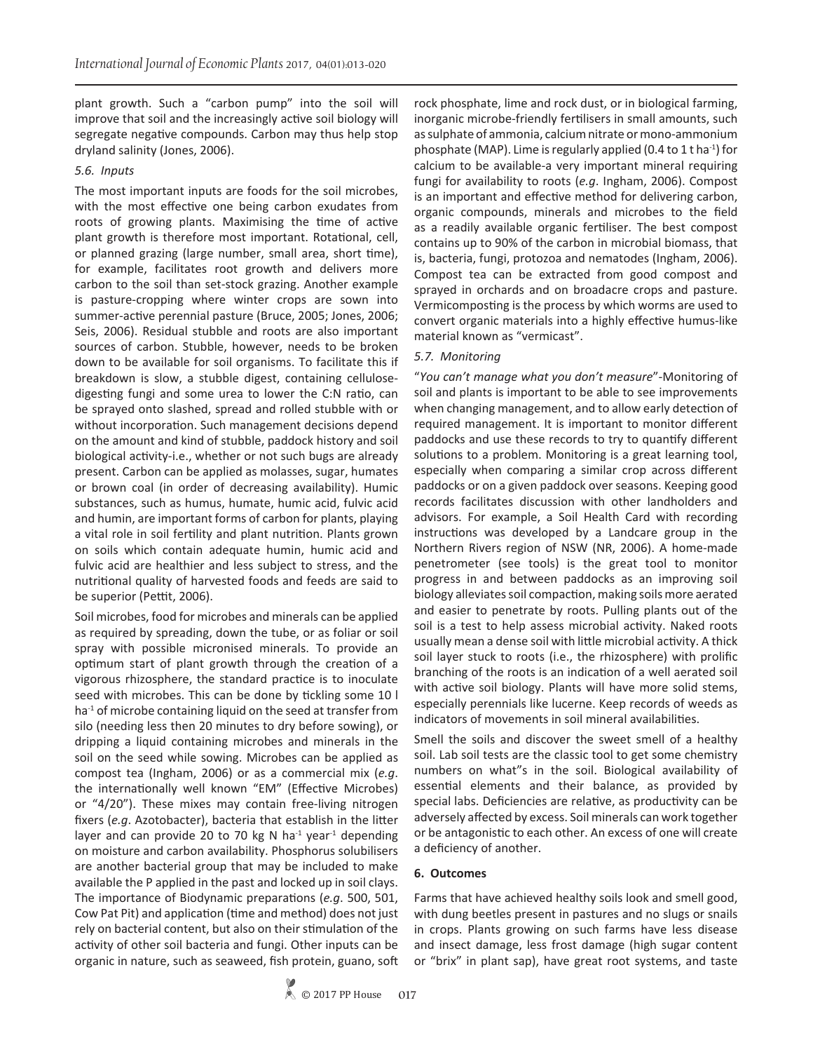plant growth. Such a "carbon pump" into the soil will improve that soil and the increasingly active soil biology will segregate negative compounds. Carbon may thus help stop dryland salinity (Jones, 2006).

### *5.6. Inputs*

The most important inputs are foods for the soil microbes, with the most effective one being carbon exudates from roots of growing plants. Maximising the time of active plant growth is therefore most important. Rotational, cell, or planned grazing (large number, small area, short time), for example, facilitates root growth and delivers more carbon to the soil than set-stock grazing. Another example is pasture-cropping where winter crops are sown into summer-active perennial pasture (Bruce, 2005; Jones, 2006; Seis, 2006). Residual stubble and roots are also important sources of carbon. Stubble, however, needs to be broken down to be available for soil organisms. To facilitate this if breakdown is slow, a stubble digest, containing cellulose-digesting fungi and some urea to lower the C:N ratio, can be sprayed onto slashed, spread and rolled stubble with or without incorporation. Such management decisions depend on the amount and kind of stubble, paddock history and soil biological activity-i.e., whether or not such bugs are already present. Carbon can be applied as molasses, sugar, humates or brown coal (in order of decreasing availability). Humic substances, such as humus, humate, humic acid, fulvic acid and humin, are important forms of carbon for plants, playing a vital role in soil fertility and plant nutrition. Plants grown on soils which contain adequate humin, humic acid and fulvic acid are healthier and less subject to stress, and the nutritional quality of harvested foods and feeds are said to be superior (Pettit, 2006).

Soil microbes, food for microbes and minerals can be applied as required by spreading, down the tube, or as foliar or soil spray with possible micronised minerals. To provide an optimum start of plant growth through the creation of a vigorous rhizosphere, the standard practice is to inoculate seed with microbes. This can be done by tickling some 10 l ha$^{-1}$ of microbe containing liquid on the seed at transfer from silo (needing less then 20 minutes to dry before sowing), or dripping a liquid containing microbes and minerals in the soil on the seed while sowing. Microbes can be applied as compost tea (Ingham, 2006) or as a commercial mix (*e.g*. the internationally well known "EM" (Effective Microbes) or "4/20"). These mixes may contain free-living nitrogen fixers (*e.g*. Azotobacter), bacteria that establish in the litter layer and can provide 20 to 70 kg N ha$^{-1}$ year$^{-1}$ depending on moisture and carbon availability. Phosphorus solubilisers are another bacterial group that may be included to make available the P applied in the past and locked up in soil clays. The importance of Biodynamic preparations (*e.g*. 500, 501, Cow Pat Pit) and application (time and method) does not just rely on bacterial content, but also on their stimulation of the activity of other soil bacteria and fungi. Other inputs can be organic in nature, such as seaweed, fish protein, guano, soft rock phosphate, lime and rock dust, or in biological farming, inorganic microbe-friendly fertilisers in small amounts, such as sulphate of ammonia, calcium nitrate or mono-ammonium phosphate (MAP). Lime is regularly applied (0.4 to 1 t ha$^{-1}$) for calcium to be available-a very important mineral requiring fungi for availability to roots (*e.g*. Ingham, 2006). Compost is an important and effective method for delivering carbon, organic compounds, minerals and microbes to the field as a readily available organic fertiliser. The best compost contains up to 90% of the carbon in microbial biomass, that is, bacteria, fungi, protozoa and nematodes (Ingham, 2006). Compost tea can be extracted from good compost and sprayed in orchards and on broadacre crops and pasture. Vermicomposting is the process by which worms are used to convert organic materials into a highly effective humus-like material known as "vermicast".

### *5.7. Monitoring*

"*You can't manage what you don't measure*"-Monitoring of soil and plants is important to be able to see improvements when changing management, and to allow early detection of required management. It is important to monitor different paddocks and use these records to try to quantify different solutions to a problem. Monitoring is a great learning tool, especially when comparing a similar crop across different paddocks or on a given paddock over seasons. Keeping good records facilitates discussion with other landholders and advisors. For example, a Soil Health Card with recording instructions was developed by a Landcare group in the Northern Rivers region of NSW (NR, 2006). A home-made penetrometer (see tools) is the great tool to monitor progress in and between paddocks as an improving soil biology alleviates soil compaction, making soils more aerated and easier to penetrate by roots. Pulling plants out of the soil is a test to help assess microbial activity. Naked roots usually mean a dense soil with little microbial activity. A thick soil layer stuck to roots (i.e., the rhizosphere) with prolific branching of the roots is an indication of a well aerated soil with active soil biology. Plants will have more solid stems, especially perennials like lucerne. Keep records of weeds as indicators of movements in soil mineral availabilities.

Smell the soils and discover the sweet smell of a healthy soil. Lab soil tests are the classic tool to get some chemistry numbers on what"s in the soil. Biological availability of essential elements and their balance, as provided by special labs. Deficiencies are relative, as productivity can be adversely affected by excess. Soil minerals can work together or be antagonistic to each other. An excess of one will create a deficiency of another.

## 6. Outcomes

Farms that have achieved healthy soils look and smell good, with dung beetles present in pastures and no slugs or snails in crops. Plants growing on such farms have less disease and insect damage, less frost damage (high sugar content or "brix" in plant sap), have great root systems, and taste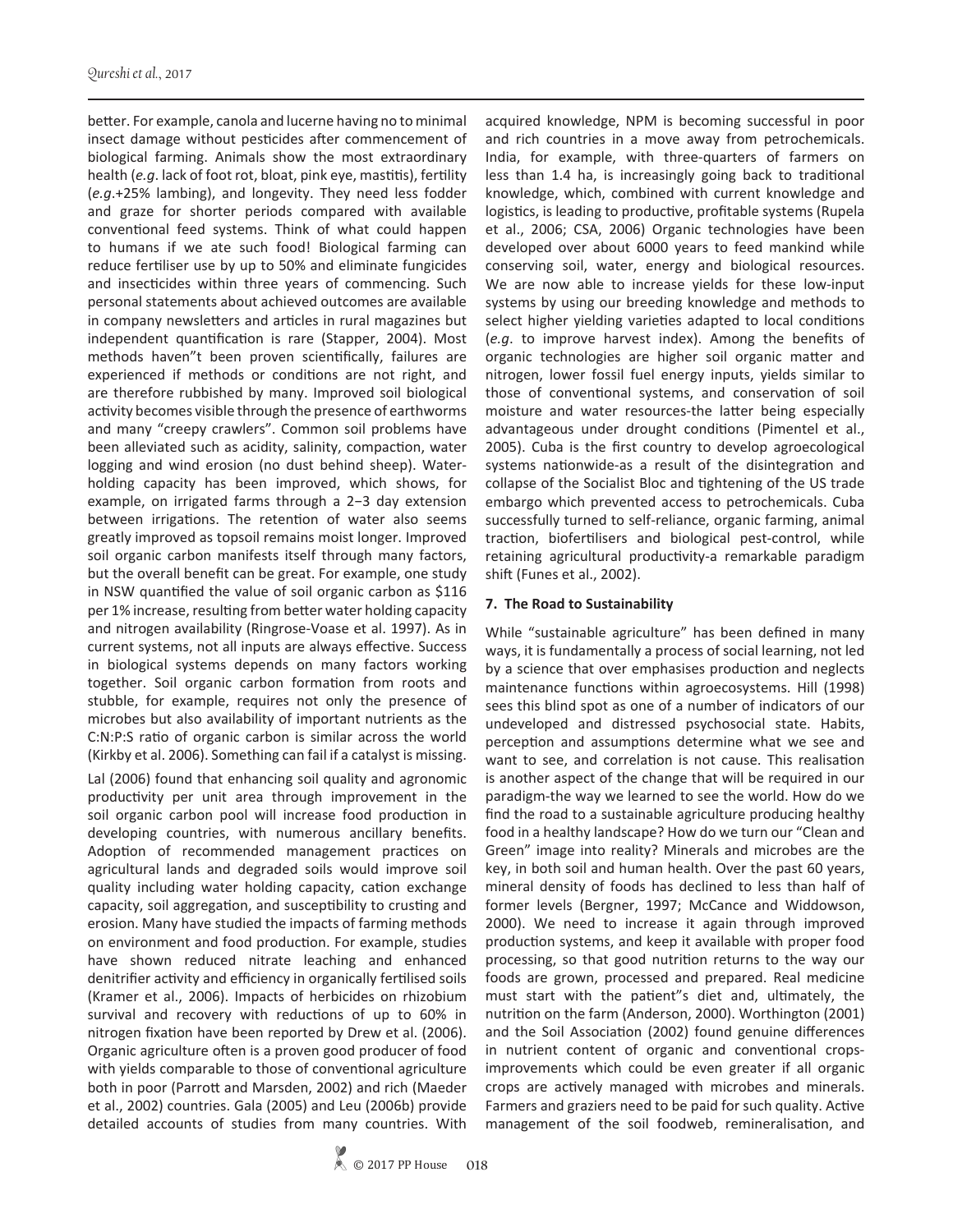better. For example, canola and lucerne having no to minimal insect damage without pesticides after commencement of biological farming. Animals show the most extraordinary health (*e.g*. lack of foot rot, bloat, pink eye, mastitis), fertility (*e.g*.+25% lambing), and longevity. They need less fodder and graze for shorter periods compared with available conventional feed systems. Think of what could happen to humans if we ate such food! Biological farming can reduce fertiliser use by up to 50% and eliminate fungicides and insecticides within three years of commencing. Such personal statements about achieved outcomes are available in company newsletters and articles in rural magazines but independent quantification is rare (Stapper, 2004). Most methods haven"t been proven scientifically, failures are experienced if methods or conditions are not right, and are therefore rubbished by many. Improved soil biological activity becomes visible through the presence of earthworms and many "creepy crawlers". Common soil problems have been alleviated such as acidity, salinity, compaction, water logging and wind erosion (no dust behind sheep). Water-holding capacity has been improved, which shows, for example, on irrigated farms through a 2–3 day extension between irrigations. The retention of water also seems greatly improved as topsoil remains moist longer. Improved soil organic carbon manifests itself through many factors, but the overall benefit can be great. For example, one study in NSW quantified the value of soil organic carbon as $116 per 1% increase, resulting from better water holding capacity and nitrogen availability (Ringrose-Voase et al. 1997). As in current systems, not all inputs are always effective. Success in biological systems depends on many factors working together. Soil organic carbon formation from roots and stubble, for example, requires not only the presence of microbes but also availability of important nutrients as the C:N:P:S ratio of organic carbon is similar across the world (Kirkby et al. 2006). Something can fail if a catalyst is missing.

Lal (2006) found that enhancing soil quality and agronomic productivity per unit area through improvement in the soil organic carbon pool will increase food production in developing countries, with numerous ancillary benefits. Adoption of recommended management practices on agricultural lands and degraded soils would improve soil quality including water holding capacity, cation exchange capacity, soil aggregation, and susceptibility to crusting and erosion. Many have studied the impacts of farming methods on environment and food production. For example, studies have shown reduced nitrate leaching and enhanced denitrifier activity and efficiency in organically fertilised soils (Kramer et al., 2006). Impacts of herbicides on rhizobium survival and recovery with reductions of up to 60% in nitrogen fixation have been reported by Drew et al. (2006). Organic agriculture often is a proven good producer of food with yields comparable to those of conventional agriculture both in poor (Parrott and Marsden, 2002) and rich (Maeder et al., 2002) countries. Gala (2005) and Leu (2006b) provide detailed accounts of studies from many countries. With acquired knowledge, NPM is becoming successful in poor and rich countries in a move away from petrochemicals. India, for example, with three-quarters of farmers on less than 1.4 ha, is increasingly going back to traditional knowledge, which, combined with current knowledge and logistics, is leading to productive, profitable systems (Rupela et al., 2006; CSA, 2006) Organic technologies have been developed over about 6000 years to feed mankind while conserving soil, water, energy and biological resources. We are now able to increase yields for these low-input systems by using our breeding knowledge and methods to select higher yielding varieties adapted to local conditions (*e.g*. to improve harvest index). Among the benefits of organic technologies are higher soil organic matter and nitrogen, lower fossil fuel energy inputs, yields similar to those of conventional systems, and conservation of soil moisture and water resources-the latter being especially advantageous under drought conditions (Pimentel et al., 2005). Cuba is the first country to develop agroecological systems nationwide-as a result of the disintegration and collapse of the Socialist Bloc and tightening of the US trade embargo which prevented access to petrochemicals. Cuba successfully turned to self-reliance, organic farming, animal traction, biofertilisers and biological pest-control, while retaining agricultural productivity-a remarkable paradigm shift (Funes et al., 2002).

## 7. The Road to Sustainability

While "sustainable agriculture" has been defined in many ways, it is fundamentally a process of social learning, not led by a science that over emphasises production and neglects maintenance functions within agroecosystems. Hill (1998) sees this blind spot as one of a number of indicators of our undeveloped and distressed psychosocial state. Habits, perception and assumptions determine what we see and want to see, and correlation is not cause. This realisation is another aspect of the change that will be required in our paradigm-the way we learned to see the world. How do we find the road to a sustainable agriculture producing healthy food in a healthy landscape? How do we turn our "Clean and Green" image into reality? Minerals and microbes are the key, in both soil and human health. Over the past 60 years, mineral density of foods has declined to less than half of former levels (Bergner, 1997; McCance and Widdowson, 2000). We need to increase it again through improved production systems, and keep it available with proper food processing, so that good nutrition returns to the way our foods are grown, processed and prepared. Real medicine must start with the patient"s diet and, ultimately, the nutrition on the farm (Anderson, 2000). Worthington (2001) and the Soil Association (2002) found genuine differences in nutrient content of organic and conventional crops-improvements which could be even greater if all organic crops are actively managed with microbes and minerals. Farmers and graziers need to be paid for such quality. Active management of the soil foodweb, remineralisation, and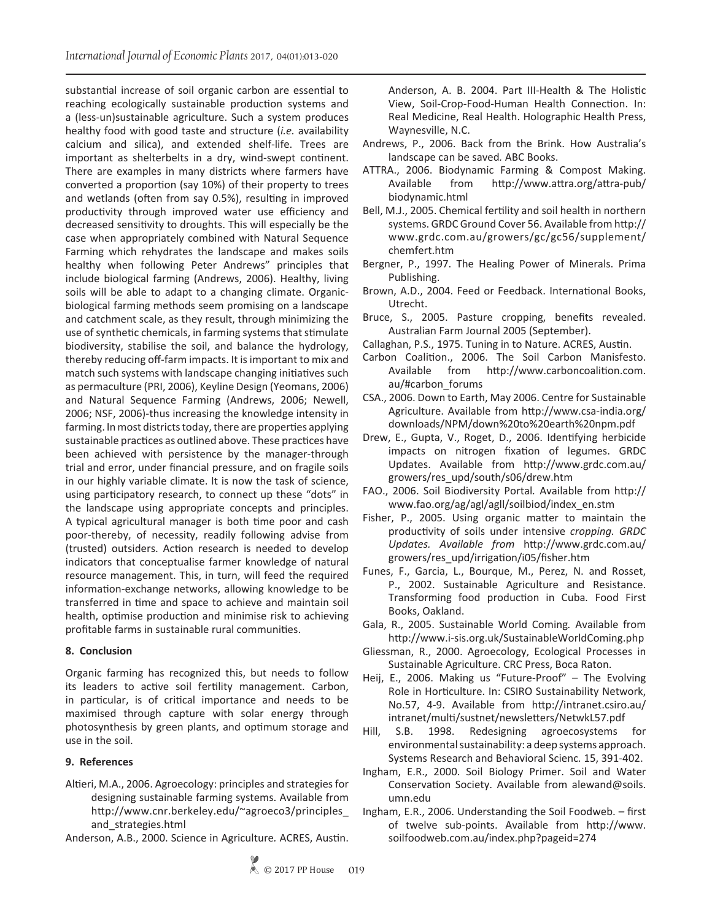substantial increase of soil organic carbon are essential to reaching ecologically sustainable production systems and a (less-un)sustainable agriculture. Such a system produces healthy food with good taste and structure (*i.e.* availability calcium and silica), and extended shelf-life. Trees are important as shelterbelts in a dry, wind-swept continent. There are examples in many districts where farmers have converted a proportion (say 10%) of their property to trees and wetlands (often from say 0.5%), resulting in improved productivity through improved water use efficiency and decreased sensitivity to droughts. This will especially be the case when appropriately combined with Natural Sequence Farming which rehydrates the landscape and makes soils healthy when following Peter Andrews" principles that include biological farming (Andrews, 2006). Healthy, living soils will be able to adapt to a changing climate. Organic-biological farming methods seem promising on a landscape and catchment scale, as they result, through minimizing the use of synthetic chemicals, in farming systems that stimulate biodiversity, stabilise the soil, and balance the hydrology, thereby reducing off-farm impacts. It is important to mix and match such systems with landscape changing initiatives such as permaculture (PRI, 2006), Keyline Design (Yeomans, 2006) and Natural Sequence Farming (Andrews, 2006; Newell, 2006; NSF, 2006)-thus increasing the knowledge intensity in farming. In most districts today, there are properties applying sustainable practices as outlined above. These practices have been achieved with persistence by the manager-through trial and error, under financial pressure, and on fragile soils in our highly variable climate. It is now the task of science, using participatory research, to connect up these "dots" in the landscape using appropriate concepts and principles. A typical agricultural manager is both time poor and cash poor-thereby, of necessity, readily following advise from (trusted) outsiders. Action research is needed to develop indicators that conceptualise farmer knowledge of natural resource management. This, in turn, will feed the required information-exchange networks, allowing knowledge to be transferred in time and space to achieve and maintain soil health, optimise production and minimise risk to achieving profitable farms in sustainable rural communities.

## 8. Conclusion

Organic farming has recognized this, but needs to follow its leaders to active soil fertility management. Carbon, in particular, is of critical importance and needs to be maximised through capture with solar energy through photosynthesis by green plants, and optimum storage and use in the soil.

## 9. References

Altieri, M.A., 2006. Agroecology: principles and strategies for designing sustainable farming systems. Available from http://www.cnr.berkeley.edu/~agroeco3/principles_and_strategies.html

Anderson, A.B., 2000. Science in Agriculture. ACRES, Austin.

Anderson, A. B. 2004. Part III-Health & The Holistic View, Soil-Crop-Food-Human Health Connection. In: Real Medicine, Real Health. Holographic Health Press, Waynesville, N.C.

Andrews, P., 2006. Back from the Brink. How Australia's landscape can be saved. ABC Books.

ATTRA., 2006. Biodynamic Farming & Compost Making. Available from http://www.attra.org/attra-pub/biodynamic.html

Bell, M.J., 2005. Chemical fertility and soil health in northern systems. GRDC Ground Cover 56. Available from http://www.grdc.com.au/growers/gc/gc56/supplement/chemfert.htm

Bergner, P., 1997. The Healing Power of Minerals. Prima Publishing.

Brown, A.D., 2004. Feed or Feedback. International Books, Utrecht.

Bruce, S., 2005. Pasture cropping, benefits revealed. Australian Farm Journal 2005 (September).

Callaghan, P.S., 1975. Tuning in to Nature. ACRES, Austin.

Carbon Coalition., 2006. The Soil Carbon Manisfesto. Available from http://www.carboncoalition.com.au/#carbon_forums

CSA., 2006. Down to Earth, May 2006. Centre for Sustainable Agriculture. Available from http://www.csa-india.org/downloads/NPM/down%20to%20earth%20npm.pdf

Drew, E., Gupta, V., Roget, D., 2006. Identifying herbicide impacts on nitrogen fixation of legumes. GRDC Updates. Available from http://www.grdc.com.au/growers/res_upd/south/s06/drew.htm

FAO., 2006. Soil Biodiversity Portal. Available from http://www.fao.org/ag/agl/agll/soilbiod/index_en.stm

Fisher, P., 2005. Using organic matter to maintain the productivity of soils under intensive *cropping. GRDC Updates. Available from* http://www.grdc.com.au/growers/res_upd/irrigation/i05/fisher.htm

Funes, F., Garcia, L., Bourque, M., Perez, N. and Rosset, P., 2002. Sustainable Agriculture and Resistance. Transforming food production in Cuba. Food First Books, Oakland.

Gala, R., 2005. Sustainable World Coming. Available from http://www.i-sis.org.uk/SustainableWorldComing.php

Gliessman, R., 2000. Agroecology, Ecological Processes in Sustainable Agriculture. CRC Press, Boca Raton.

Heij, E., 2006. Making us "Future-Proof" – The Evolving Role in Horticulture. In: CSIRO Sustainability Network, No.57, 4-9. Available from http://intranet.csiro.au/intranet/multi/sustnet/newsletters/NetwkL57.pdf

Hill, S.B. 1998. Redesigning agroecosystems for environmental sustainability: a deep systems approach. Systems Research and Behavioral Scienc. 15, 391-402.

Ingham, E.R., 2000. Soil Biology Primer. Soil and Water Conservation Society. Available from alewand@soils.umn.edu

Ingham, E.R., 2006. Understanding the Soil Foodweb. – first of twelve sub-points. Available from http://www.soilfoodweb.com.au/index.php?pageid=274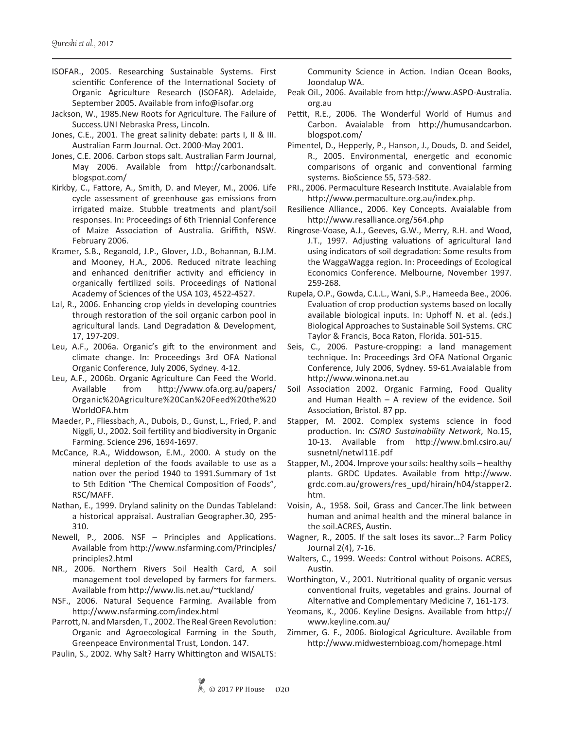ISOFAR., 2005. Researching Sustainable Systems. First scientific Conference of the International Society of Organic Agriculture Research (ISOFAR). Adelaide, September 2005. Available from info@isofar.org

Jackson, W., 1985.New Roots for Agriculture. The Failure of Success.UNI Nebraska Press, Lincoln.

Jones, C.E., 2001. The great salinity debate: parts I, II & III. Australian Farm Journal. Oct. 2000-May 2001.

Jones, C.E. 2006. Carbon stops salt. Australian Farm Journal, May 2006. Available from http://carbonandsalt.blogspot.com/

Kirkby, C., Fattore, A., Smith, D. and Meyer, M., 2006. Life cycle assessment of greenhouse gas emissions from irrigated maize. Stubble treatments and plant/soil responses. In: Proceedings of 6th Triennial Conference of Maize Association of Australia. Griffith, NSW. February 2006.

Kramer, S.B., Reganold, J.P., Glover, J.D., Bohannan, B.J.M. and Mooney, H.A., 2006. Reduced nitrate leaching and enhanced denitrifier activity and efficiency in organically fertilized soils. Proceedings of National Academy of Sciences of the USA 103, 4522-4527.

Lal, R., 2006. Enhancing crop yields in developing countries through restoration of the soil organic carbon pool in agricultural lands. Land Degradation & Development, 17, 197-209.

Leu, A.F., 2006a. Organic's gift to the environment and climate change. In: Proceedings 3rd OFA National Organic Conference, July 2006, Sydney. 4-12.

Leu, A.F., 2006b. Organic Agriculture Can Feed the World. Available from http://www.ofa.org.au/papers/Organic%20Agriculture%20Can%20Feed%20the%20WorldOFA.htm

Maeder, P., Fliessbach, A., Dubois, D., Gunst, L., Fried, P. and Niggli, U., 2002. Soil fertility and biodiversity in Organic Farming. Science 296, 1694-1697.

McCance, R.A., Widdowson, E.M., 2000. A study on the mineral depletion of the foods available to use as a nation over the period 1940 to 1991.Summary of 1st to 5th Edition "The Chemical Composition of Foods", RSC/MAFF.

Nathan, E., 1999. Dryland salinity on the Dundas Tableland: a historical appraisal. Australian Geographer.30, 295-310.

Newell, P., 2006. NSF – Principles and Applications. Available from http://www.nsfarming.com/Principles/principles2.html

NR., 2006. Northern Rivers Soil Health Card, A soil management tool developed by farmers for farmers. Available from http://www.lis.net.au/~tuckland/

NSF., 2006. Natural Sequence Farming. Available from http://www.nsfarming.com/index.html

Parrott, N. and Marsden, T., 2002. The Real Green Revolution: Organic and Agroecological Farming in the South, Greenpeace Environmental Trust, London. 147.

Paulin, S., 2002. Why Salt? Harry Whittington and WISALTS: Community Science in Action. Indian Ocean Books, Joondalup WA.

Peak Oil., 2006. Available from http://www.ASPO-Australia.org.au

Pettit, R.E., 2006. The Wonderful World of Humus and Carbon. Avaialable from http://humusandcarbon.blogspot.com/

Pimentel, D., Hepperly, P., Hanson, J., Douds, D. and Seidel, R., 2005. Environmental, energetic and economic comparisons of organic and conventional farming systems. BioScience 55, 573-582.

PRI., 2006. Permaculture Research Institute. Avaialable from http://www.permaculture.org.au/index.php.

Resilience Alliance., 2006. Key Concepts. Avaialable from http://www.resalliance.org/564.php

Ringrose-Voase, A.J., Geeves, G.W., Merry, R.H. and Wood, J.T., 1997. Adjusting valuations of agricultural land using indicators of soil degradation: Some results from the WaggaWagga region. In: Proceedings of Ecological Economics Conference. Melbourne, November 1997. 259-268.

Rupela, O.P., Gowda, C.L.L., Wani, S.P., Hameeda Bee., 2006. Evaluation of crop production systems based on locally available biological inputs. In: Uphoff N. et al. (eds.) Biological Approaches to Sustainable Soil Systems. CRC Taylor & Francis, Boca Raton, Florida. 501-515.

Seis, C., 2006. Pasture-cropping: a land management technique. In: Proceedings 3rd OFA National Organic Conference, July 2006, Sydney. 59-61.Avaialable from http://www.winona.net.au

Soil Association 2002. Organic Farming, Food Quality and Human Health – A review of the evidence. Soil Association, Bristol. 87 pp.

Stapper, M. 2002. Complex systems science in food production. In: *CSIRO Sustainability Network*, No.15, 10-13. Available from http://www.bml.csiro.au/susnetnl/netwl11E.pdf

Stapper, M., 2004. Improve your soils: healthy soils – healthy plants. GRDC Updates. Available from http://www.grdc.com.au/growers/res_upd/hirain/h04/stapper2.htm.

Voisin, A., 1958. Soil, Grass and Cancer.The link between human and animal health and the mineral balance in the soil.ACRES, Austin.

Wagner, R., 2005. If the salt loses its savor…? Farm Policy Journal 2(4), 7-16.

Walters, C., 1999. Weeds: Control without Poisons. ACRES, Austin.

Worthington, V., 2001. Nutritional quality of organic versus conventional fruits, vegetables and grains. Journal of Alternative and Complementary Medicine 7, 161-173.

Yeomans, K., 2006. Keyline Designs. Available from http://www.keyline.com.au/

Zimmer, G. F., 2006. Biological Agriculture. Available from http://www.midwesternbioag.com/homepage.html